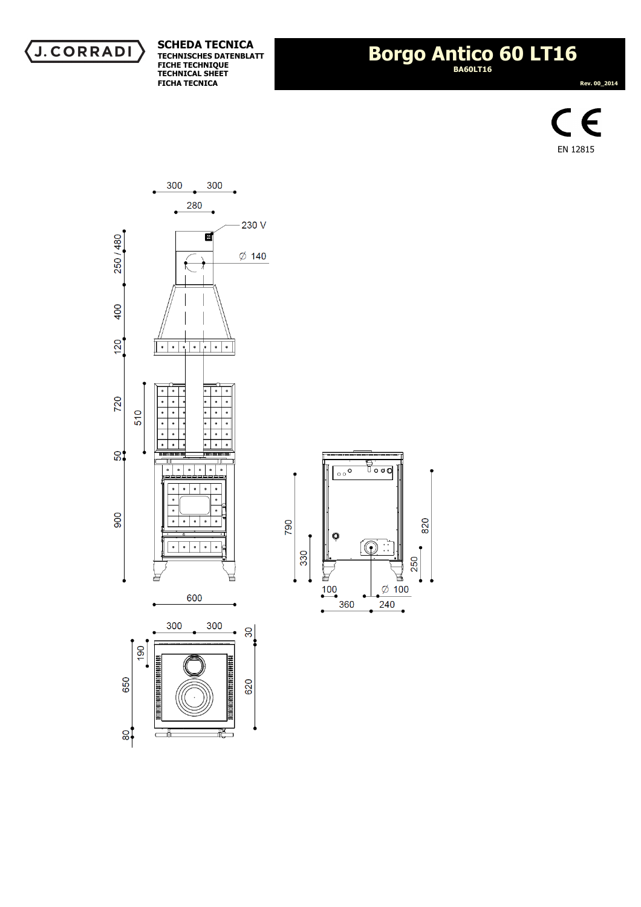**SCHEDA TECNICA**
**TECHNISCHES DATENBLATT**
**FICHE TECHNIQUE**
**TECHNICAL SHEET**
**FICHA TECNICA**

# Borgo Antico 60 LT16

**BA60LT16**

**Rev. 00_2014**

EN 12815

300 300
280
230 V
Ø 140
250 / 480
400
120
720
510
50
900
600
790
330
820
250
100
Ø 100
360
240
300 300
30
190
650
620
80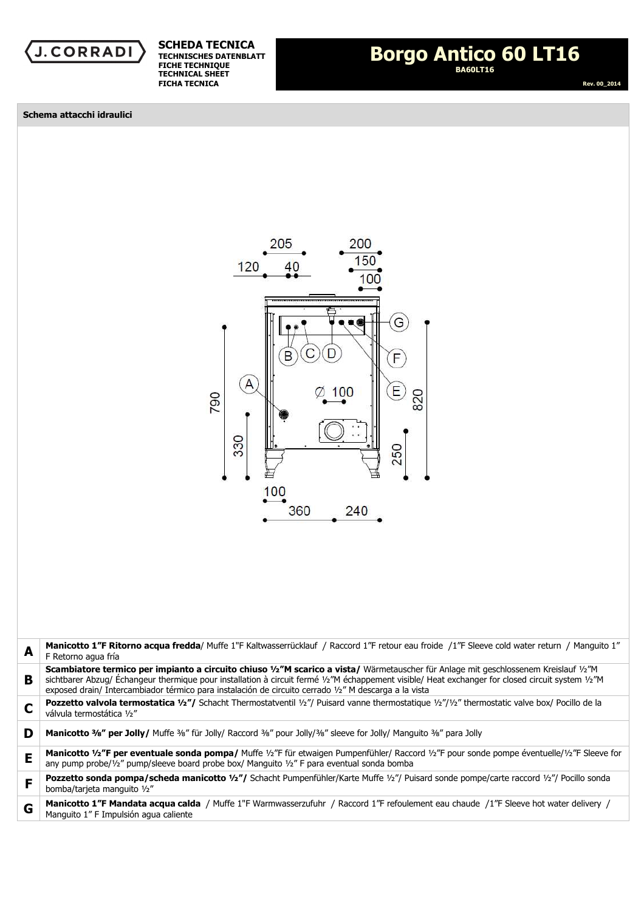**J.CORRADI**

**SCHEDA TECNICA**
**TECHNISCHES DATENBLATT**
**FICHE TECHNIQUE**
**TECHNICAL SHEET**
**FICHA TECNICA**

# Borgo Antico 60 LT16

**BA60LT16**

**Rev. 00_2014**

## Schema attacchi idraulici

| | |
|---|---|
| **A** | **Manicotto 1"F Ritorno acqua fredda**/ Muffe 1"F Kaltwasserrücklauf / Raccord 1"F retour eau froide /1"F Sleeve cold water return / Manguito 1" F Retorno agua fría |
| **B** | **Scambiatore termico per impianto a circuito chiuso ½"M scarico a vista/** Wärmetauscher für Anlage mit geschlossenem Kreislauf ½"M sichtbarer Abzug/ Échangeur thermique pour installation à circuit fermé ½"M échappement visible/ Heat exchanger for closed circuit system ½"M exposed drain/ Intercambiador térmico para instalación de circuito cerrado ½" M descarga a la vista |
| **C** | **Pozzetto valvola termostatica ½"/** Schacht Thermostatventil ½"/ Puisard vanne thermostatique ½"/½" thermostatic valve box/ Pocillo de la válvula termostática ½" |
| **D** | **Manicotto ⅜" per Jolly/** Muffe ⅜" für Jolly/ Raccord ⅜" pour Jolly/⅜" sleeve for Jolly/ Manguito ⅜" para Jolly |
| **E** | **Manicotto ½"F per eventuale sonda pompa/** Muffe ½"F für etwaigen Pumpenfühler/ Raccord ½"F pour sonde pompe éventuelle/½"F Sleeve for any pump probe/½" pump/sleeve board probe box/ Manguito ½" F para eventual sonda bomba |
| **F** | **Pozzetto sonda pompa/scheda manicotto ½"/** Schacht Pumpenfühler/Karte Muffe ½"/ Puisard sonde pompe/carte raccord ½"/ Pocillo sonda bomba/tarjeta manguito ½" |
| **G** | **Manicotto 1"F Mandata acqua calda** / Muffe 1"F Warmwasserzufuhr / Raccord 1"F refoulement eau chaude /1"F Sleeve hot water delivery / Manguito 1" F Impulsión agua caliente |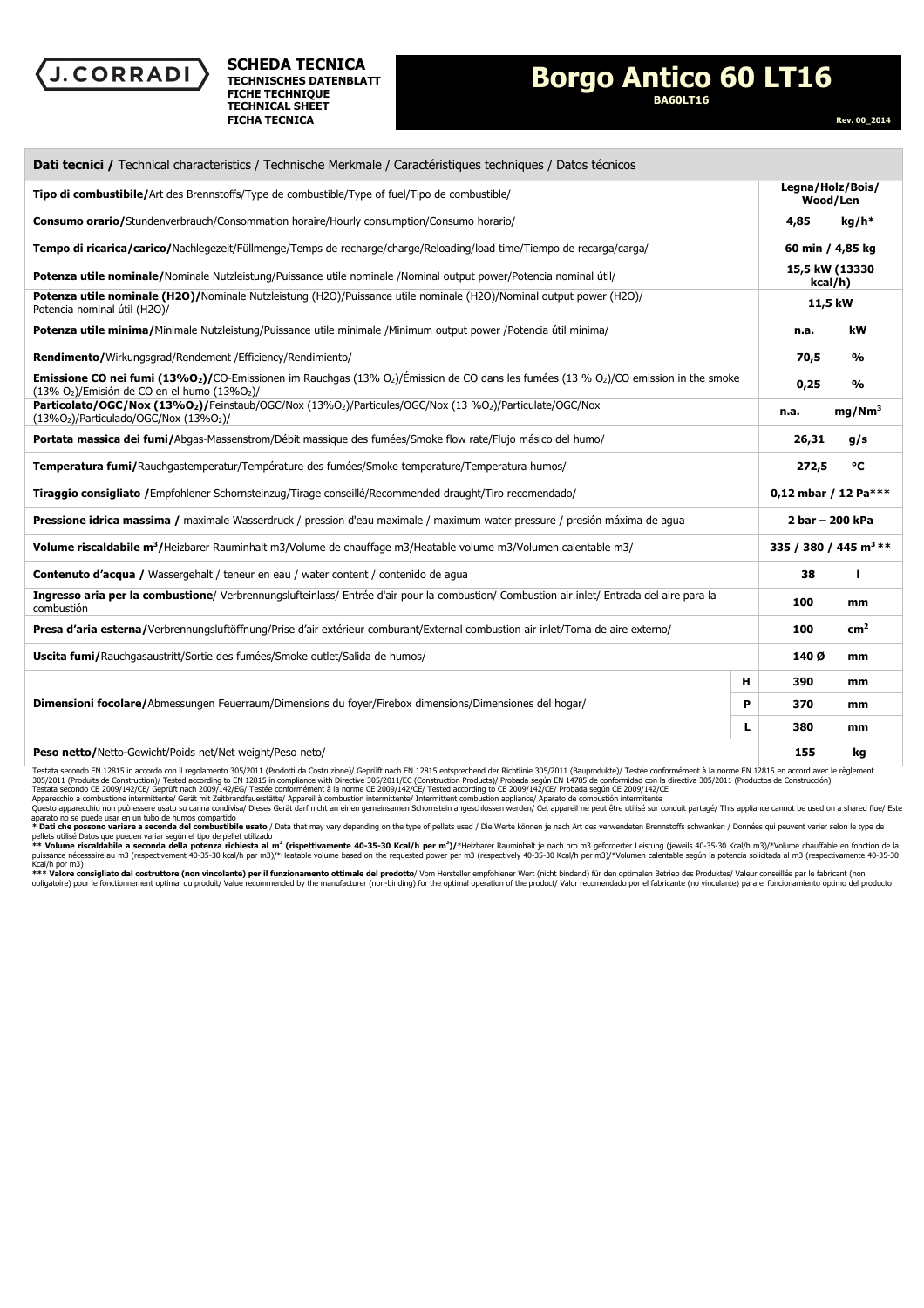J.CORRADI

**SCHEDA TECNICA**
**TECHNISCHES DATENBLATT**
**FICHE TECHNIQUE**
**TECHNICAL SHEET**
**FICHA TECNICA**

# Borgo Antico 60 LT16

**BA60LT16**

**Rev. 00_2014**

| **Dati tecnici /** Technical characteristics / Technische Merkmale / Caractéristiques techniques / Datos técnicos | | | |
|---|---|---|---|
| **Tipo di combustibile/**Art des Brennstoffs/Type de combustible/Type of fuel/Tipo de combustible/ | | **Legna/Holz/Bois/ Wood/Len** | |
| **Consumo orario/**Stundenverbrauch/Consommation horaire/Hourly consumption/Consumo horario/ | | **4,85** | **kg/h*** |
| **Tempo di ricarica/carico/**Nachlegezeit/Füllmenge/Temps de recharge/charge/Reloading/load time/Tiempo de recarga/carga/ | | **60 min / 4,85 kg** | |
| **Potenza utile nominale/**Nominale Nutzleistung/Puissance utile nominale /Nominal output power/Potencia nominal útil/ | | **15,5 kW (13330 kcal/h)** | |
| **Potenza utile nominale (H2O)/**Nominale Nutzleistung (H2O)/Puissance utile nominale (H2O)/Nominal output power (H2O)/ Potencia nominal útil (H2O)/ | | **11,5 kW** | |
| **Potenza utile minima/**Minimale Nutzleistung/Puissance utile minimale /Minimum output power /Potencia útil mínima/ | | **n.a.** | **kW** |
| **Rendimento/**Wirkungsgrad/Rendement /Efficiency/Rendimiento/ | | **70,5** | **%** |
| **Emissione CO nei fumi (13%$O_2$)/**CO-Emissionen im Rauchgas (13% $O_2$)/Émission de CO dans les fumées (13 % $O_2$)/CO emission in the smoke (13% $O_2$)/Emisión de CO en el humo (13%$O_2$)/ | | **0,25** | **%** |
| **Particolato/OGC/Nox (13%$O_2$)/**Feinstaub/OGC/Nox (13%$O_2$)/Particules/OGC/Nox (13 %$O_2$)/Particulate/OGC/Nox (13%$O_2$)/Particulado/OGC/Nox (13%$O_2$)/ | | **n.a.** | **mg/Nm$^3$** |
| **Portata massica dei fumi/**Abgas-Massenstrom/Débit massique des fumées/Smoke flow rate/Flujo másico del humo/ | | **26,31** | **g/s** |
| **Temperatura fumi/**Rauchgastemperatur/Température des fumées/Smoke temperature/Temperatura humos/ | | **272,5** | **°C** |
| **Tiraggio consigliato /**Empfohlener Schornsteinzug/Tirage conseillé/Recommended draught/Tiro recomendado/ | | **0,12 mbar / 12 Pa***** | |
| **Pressione idrica massima /** maximale Wasserdruck / pression d'eau maximale / maximum water pressure / presión máxima de agua | | **2 bar – 200 kPa** | |
| **Volume riscaldabile m$^3$/**Heizbarer Rauminhalt m3/Volume de chauffage m3/Heatable volume m3/Volumen calentable m3/ | | **335 / 380 / 445 m$^3$ **** | |
| **Contenuto d'acqua /** Wassergehalt / teneur en eau / water content / contenido de agua | | **38** | **l** |
| **Ingresso aria per la combustione**/ Verbrennungslufteinlass/ Entrée d'air pour la combustion/ Combustion air inlet/ Entrada del aire para la combustión | | **100** | **mm** |
| **Presa d'aria esterna/**Verbrennungsluftöffnung/Prise d'air extérieur comburant/External combustion air inlet/Toma de aire externo/ | | **100** | **cm$^2$** |
| **Uscita fumi/**Rauchgasaustritt/Sortie des fumées/Smoke outlet/Salida de humos/ | | **140 Ø** | **mm** |
| **Dimensioni focolare/**Abmessungen Feuerraum/Dimensions du foyer/Firebox dimensions/Dimensiones del hogar/ | **H** | **390** | **mm** |
| | **P** | **370** | **mm** |
| | **L** | **380** | **mm** |
| **Peso netto/**Netto-Gewicht/Poids net/Net weight/Peso neto/ | | **155** | **kg** |

Testata secondo EN 12815 in accordo con il regolamento 305/2011 (Prodotti da Costruzione)/ Geprüft nach EN 12815 entsprechend der Richtlinie 305/2011 (Bauprodukte)/ Testée conformément à la norme EN 12815 en accord avec le règlement 305/2011 (Produits de Construction)/ Tested according to EN 12815 in compliance with Directive 305/2011/EC (Construction Products)/ Probada según EN 14785 de conformidad con la directiva 305/2011 (Productos de Construcción)
Testata secondo CE 2009/142/CE/ Geprüft nach 2009/142/EG/ Testée conformément à la norme CE 2009/142/CE/ Tested according to CE 2009/142/CE/ Probada según CE 2009/142/CE
Apparecchio a combustione intermittente/ Gerät mit Zeitbrandfeuerstätte/ Appareil à combustion intermittente/ Intermittent combustion appliance/ Aparato de combustión intermitente
Questo apparecchio non può essere usato su canna condivisa/ Dieses Gerät darf nicht an einen gemeinsamen Schornstein angeschlossen werden/ Cet appareil ne peut être utilisé sur conduit partagé/ This appliance cannot be used on a shared flue/ Este aparato no se puede usar en un tubo de humos compartido
**\* Dati che possono variare a seconda del combustibile usato** / Data that may vary depending on the type of pellets used / Die Werte können je nach Art des verwendeten Brennstoffs schwanken / Données qui peuvent varier selon le type de pellets utilisé Datos que pueden variar según el tipo de pellet utilizado
**\*\* Volume riscaldabile a seconda della potenza richiesta al m$^3$ (rispettivamente 40-35-30 Kcal/h per m$^3$)/**\*Heizbarer Rauminhalt je nach pro m3 geforderter Leistung (jeweils 40-35-30 Kcal/h m3)/\*Volume chauffable en fonction de la puissance nécessaire au m3 (respectivement 40-35-30 kcal/h par m3)/\*Heatable volume based on the requested power per m3 (respectively 40-35-30 Kcal/h per m3)/\*Volumen calentable según la potencia solicitada al m3 (respectivamente 40-35-30 Kcal/h por m3)
**\*\*\* Valore consigliato dal costruttore (non vincolante) per il funzionamento ottimale del prodotto**/ Vom Hersteller empfohlener Wert (nicht bindend) für den optimalen Betrieb des Produktes/ Valeur conseillée par le fabricant (non obligatoire) pour le fonctionnement optimal du produit/ Value recommended by the manufacturer (non-binding) for the optimal operation of the product/ Valor recomendado por el fabricante (no vinculante) para el funcionamiento óptimo del producto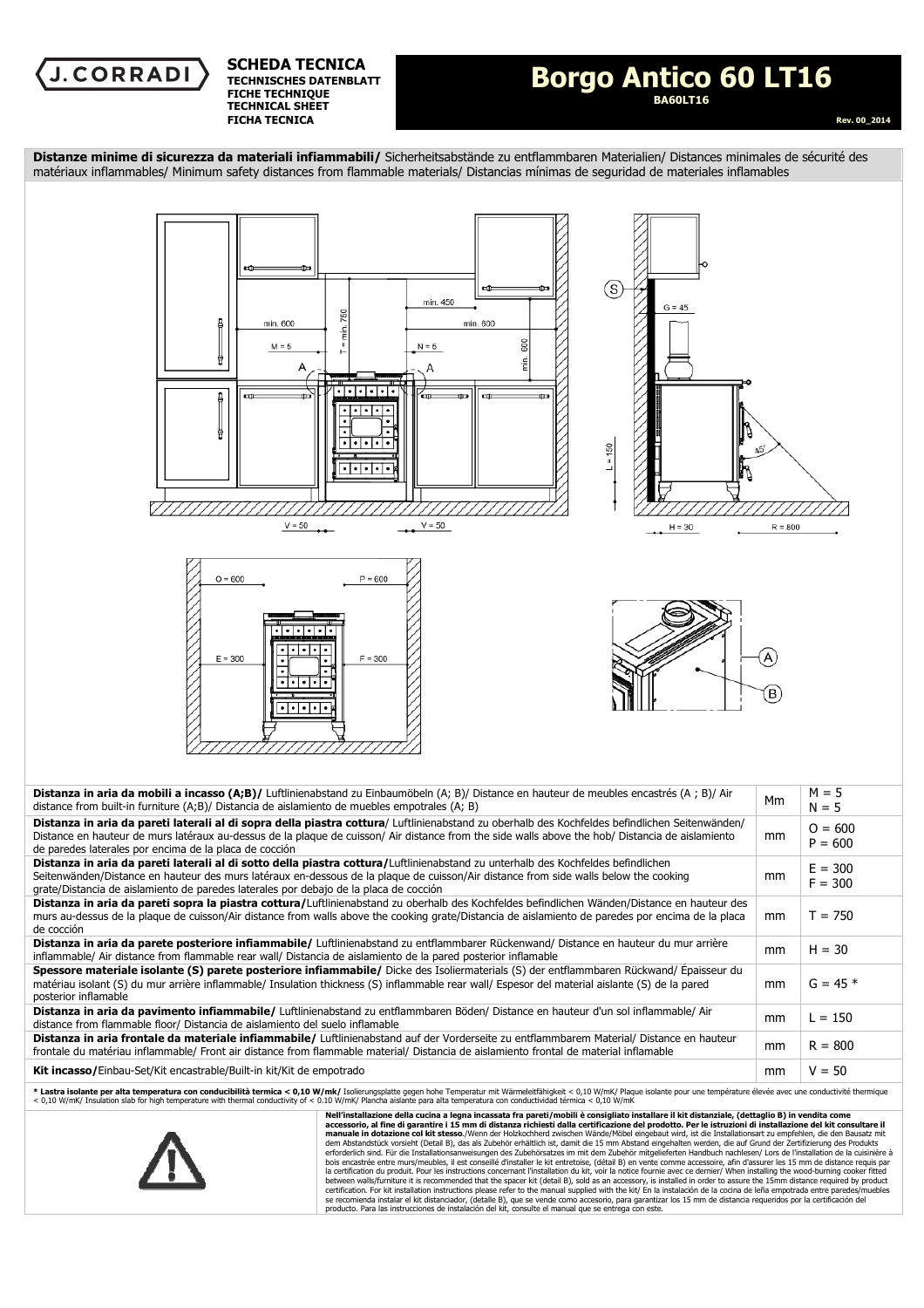**SCHEDA TECNICA**
**TECHNISCHES DATENBLATT**
**FICHE TECHNIQUE**
**TECHNICAL SHEET**
**FICHA TECNICA**

# Borgo Antico 60 LT16

**BA60LT16**

**Rev. 00_2014**

**Distanze minime di sicurezza da materiali infiammabili/** Sicherheitsabstände zu entflammbaren Materialien/ Distances minimales de sécurité des matériaux inflammables/ Minimum safety distances from flammable materials/ Distancias mínimas de seguridad de materiales inflamables

min. 600
min. 450
min. 600
T = min. 750
min. 600
M = 5
N = 5
A
A
S
G = 45
L = 150
45°
V = 50
V = 50
H = 30
R = 800
O = 600
P = 600
E = 300
F = 300
A
B

| | | |
|---|---|---|
| **Distanza in aria da mobili a incasso (A;B)/** Luftlinienabstand zu Einbaumöbeln (A; B)/ Distance en hauteur de meubles encastrés (A ; B)/ Air distance from built-in furniture (A;B)/ Distancia de aislamiento de muebles empotrales (A; B) | Mm | M = 5<br>N = 5 |
| **Distanza in aria da pareti laterali al di sopra della piastra cottura**/ Luftlinienabstand zu oberhalb des Kochfeldes befindlichen Seitenwänden/ Distance en hauteur de murs latéraux au-dessus de la plaque de cuisson/ Air distance from the side walls above the hob/ Distancia de aislamiento de paredes laterales por encima de la placa de cocción | mm | O = 600<br>P = 600 |
| **Distanza in aria da pareti laterali al di sotto della piastra cottura/**Luftlinienabstand zu unterhalb des Kochfeldes befindlichen Seitenwänden/Distance en hauteur des murs latéraux en-dessous de la plaque de cuisson/Air distance from side walls below the cooking grate/Distancia de aislamiento de paredes laterales por debajo de la placa de cocción | mm | E = 300<br>F = 300 |
| **Distanza in aria da pareti sopra la piastra cottura/**Luftlinienabstand zu oberhalb des Kochfeldes befindlichen Wänden/Distance en hauteur des murs au-dessus de la plaque de cuisson/Air distance from walls above the cooking grate/Distancia de aislamiento de paredes por encima de la placa de cocción | mm | T = 750 |
| **Distanza in aria da parete posteriore infiammabile/** Luftlinienabstand zu entflammbarer Rückenwand/ Distance en hauteur du mur arrière inflammable/ Air distance from flammable rear wall/ Distancia de aislamiento de la pared posterior inflamable | mm | H = 30 |
| **Spessore materiale isolante (S) parete posteriore infiammabile/** Dicke des Isoliermaterials (S) der entflammbaren Rückwand/ Épaisseur du matériau isolant (S) du mur arrière inflammable/ Insulation thickness (S) inflammable rear wall/ Espesor del material aislante (S) de la pared posterior inflamable | mm | G = 45 * |
| **Distanza in aria da pavimento infiammabile/** Luftlinienabstand zu entflammbaren Böden/ Distance en hauteur d'un sol inflammable/ Air distance from flammable floor/ Distancia de aislamiento del suelo inflamable | mm | L = 150 |
| **Distanza in aria frontale da materiale infiammabile/** Luftlinienabstand auf der Vorderseite zu entflammbarem Material/ Distance en hauteur frontale du matériau inflammable/ Front air distance from flammable material/ Distancia de aislamiento frontal de material inflamable | mm | R = 800 |
| **Kit incasso/**Einbau-Set/Kit encastrable/Built-in kit/Kit de empotrado | mm | V = 50 |

**\* Lastra isolante per alta temperatura con conducibilità termica < 0,10 W/mk/** Isolierungsplatte gegen hohe Temperatur mit Wärmeleitfähigkeit < 0,10 W/mK/ Plaque isolante pour une température élevée avec une conductivité thermique < 0,10 W/mK/ Insulation slab for high temperature with thermal conductivity of < 0.10 W/mK/ Plancha aislante para alta temperatura con conductividad térmica < 0,10 W/mK

**Nell'installazione della cucina a legna incassata fra pareti/mobili è consigliato installare il kit distanziale, (dettaglio B) in vendita come accessorio, al fine di garantire i 15 mm di distanza richiesti dalla certificazione del prodotto. Per le istruzioni di installazione del kit consultare il manuale in dotazione col kit stesso.**/Wenn der Holzkochherd zwischen Wände/Möbel eingebaut wird, ist die Installationsart zu empfehlen, die den Bausatz mit dem Abstandstück vorsieht (Detail B), das als Zubehör erhältlich ist, damit die 15 mm Abstand eingehalten werden, die auf Grund der Zertifizierung des Produkts erforderlich sind. Für die Installationsanweisungen des Zubehörsatzes im mit dem Zubehör mitgelieferten Handbuch nachlesen/ Lors de l'installation de la cuisinière à bois encastrée entre murs/meubles, il est conseillé d'installer le kit entretoise, (détail B) en vente comme accessoire, afin d'assurer les 15 mm de distance requis par la certification du produit. Pour les instructions concernant l'installation du kit, voir la notice fournie avec ce dernier/ When installing the wood-burning cooker fitted between walls/furniture it is recommended that the spacer kit (detail B), sold as an accessory, is installed in order to assure the 15mm distance required by product certification. For kit installation instructions please refer to the manual supplied with the kit/ En la instalación de la cocina de leña empotrada entre paredes/muebles se recomienda instalar el kit distanciador, (detalle B), que se vende como accesorio, para garantizar los 15 mm de distancia requeridos por la certificación del producto. Para las instrucciones de instalación del kit, consulte el manual que se entrega con este.